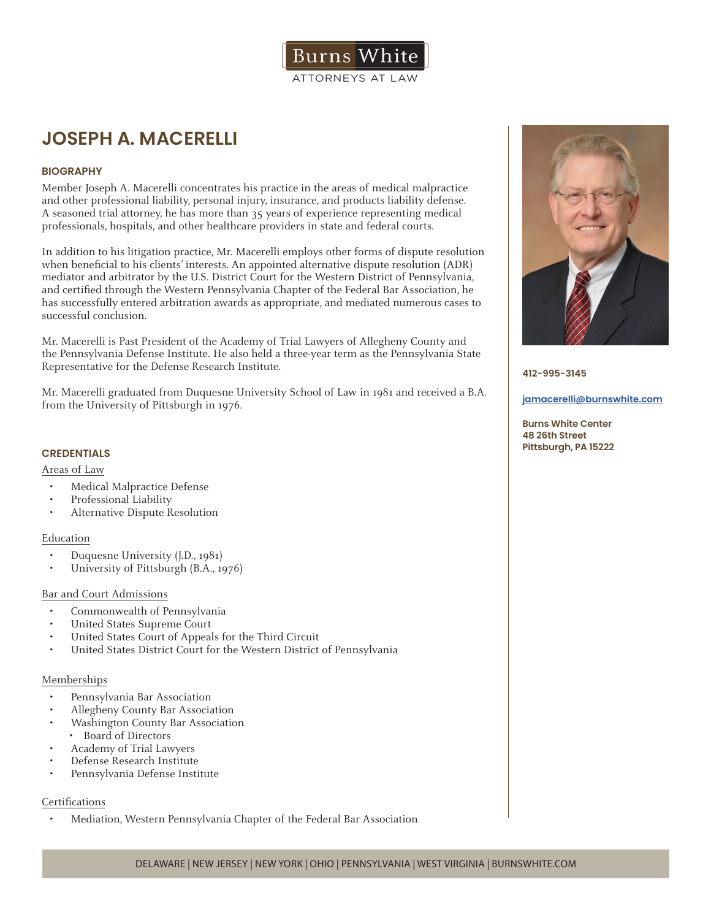Burns White

ATTORNEYS AT LAW

# JOSEPH A. MACERELLI

412-995-3145

jamacerelli@burnswhite.com

**Burns White Center**
**48 26th Street**
**Pittsburgh, PA 15222**

## BIOGRAPHY

Member Joseph A. Macerelli concentrates his practice in the areas of medical malpractice and other professional liability, personal injury, insurance, and products liability defense. A seasoned trial attorney, he has more than 35 years of experience representing medical professionals, hospitals, and other healthcare providers in state and federal courts.

In addition to his litigation practice, Mr. Macerelli employs other forms of dispute resolution when beneficial to his clients' interests. An appointed alternative dispute resolution (ADR) mediator and arbitrator by the U.S. District Court for the Western District of Pennsylvania, and certified through the Western Pennsylvania Chapter of the Federal Bar Association, he has successfully entered arbitration awards as appropriate, and mediated numerous cases to successful conclusion.

Mr. Macerelli is Past President of the Academy of Trial Lawyers of Allegheny County and the Pennsylvania Defense Institute. He also held a three-year term as the Pennsylvania State Representative for the Defense Research Institute.

Mr. Macerelli graduated from Duquesne University School of Law in 1981 and received a B.A. from the University of Pittsburgh in 1976.

## CREDENTIALS

### Areas of Law

- Medical Malpractice Defense
- Professional Liability
- Alternative Dispute Resolution

### Education

- Duquesne University (J.D., 1981)
- University of Pittsburgh (B.A., 1976)

### Bar and Court Admissions

- Commonwealth of Pennsylvania
- United States Supreme Court
- United States Court of Appeals for the Third Circuit
- United States District Court for the Western District of Pennsylvania

### Memberships

- Pennsylvania Bar Association
- Allegheny County Bar Association
- Washington County Bar Association
  - Board of Directors
- Academy of Trial Lawyers
- Defense Research Institute
- Pennsylvania Defense Institute

### Certifications

- Mediation, Western Pennsylvania Chapter of the Federal Bar Association

DELAWARE | NEW JERSEY | NEW YORK | OHIO | PENNSYLVANIA | WEST VIRGINIA | BURNSWHITE.COM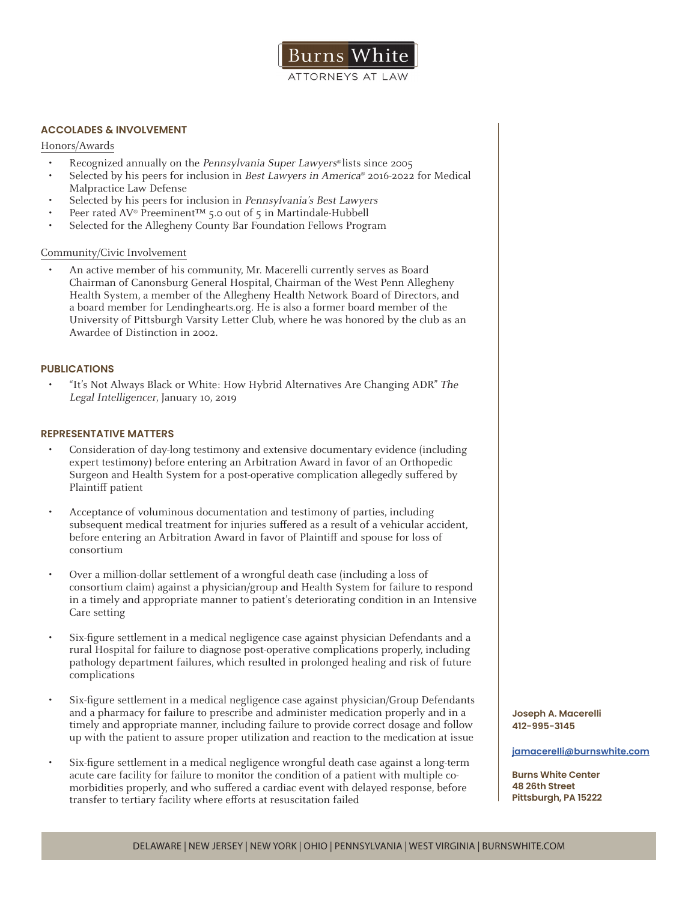## ACCOLADES & INVOLVEMENT

Honors/Awards

- Recognized annually on the *Pennsylvania Super Lawyers®* lists since 2005
- Selected by his peers for inclusion in *Best Lawyers in America®* 2016-2022 for Medical Malpractice Law Defense
- Selected by his peers for inclusion in *Pennsylvania's Best Lawyers*
- Peer rated AV® Preeminent™ 5.0 out of 5 in Martindale-Hubbell
- Selected for the Allegheny County Bar Foundation Fellows Program

Community/Civic Involvement

- An active member of his community, Mr. Macerelli currently serves as Board Chairman of Canonsburg General Hospital, Chairman of the West Penn Allegheny Health System, a member of the Allegheny Health Network Board of Directors, and a board member for Lendinghearts.org. He is also a former board member of the University of Pittsburgh Varsity Letter Club, where he was honored by the club as an Awardee of Distinction in 2002.

## PUBLICATIONS

- "It's Not Always Black or White: How Hybrid Alternatives Are Changing ADR" *The Legal Intelligencer*, January 10, 2019

## REPRESENTATIVE MATTERS

- Consideration of day-long testimony and extensive documentary evidence (including expert testimony) before entering an Arbitration Award in favor of an Orthopedic Surgeon and Health System for a post-operative complication allegedly suffered by Plaintiff patient
- Acceptance of voluminous documentation and testimony of parties, including subsequent medical treatment for injuries suffered as a result of a vehicular accident, before entering an Arbitration Award in favor of Plaintiff and spouse for loss of consortium
- Over a million-dollar settlement of a wrongful death case (including a loss of consortium claim) against a physician/group and Health System for failure to respond in a timely and appropriate manner to patient's deteriorating condition in an Intensive Care setting
- Six-figure settlement in a medical negligence case against physician Defendants and a rural Hospital for failure to diagnose post-operative complications properly, including pathology department failures, which resulted in prolonged healing and risk of future complications
- Six-figure settlement in a medical negligence case against physician/Group Defendants and a pharmacy for failure to prescribe and administer medication properly and in a timely and appropriate manner, including failure to provide correct dosage and follow up with the patient to assure proper utilization and reaction to the medication at issue
- Six-figure settlement in a medical negligence wrongful death case against a long-term acute care facility for failure to monitor the condition of a patient with multiple co-morbidities properly, and who suffered a cardiac event with delayed response, before transfer to tertiary facility where efforts at resuscitation failed

**Joseph A. Macerelli**
**412-995-3145**

**jamacerelli@burnswhite.com**

**Burns White Center**
**48 26th Street**
**Pittsburgh, PA 15222**